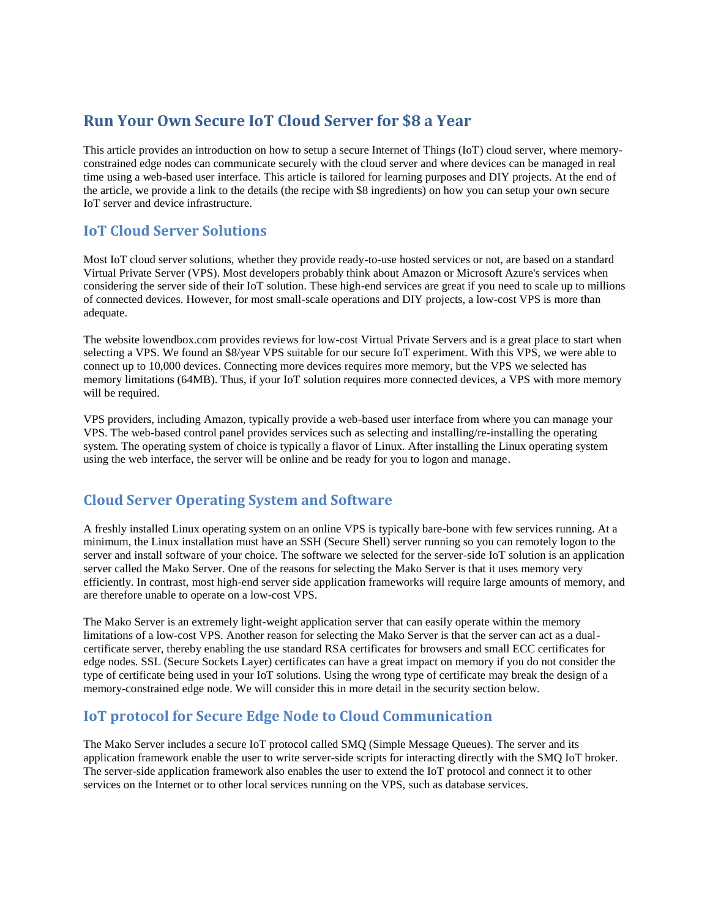# Run Your Own Secure IoT Cloud Server for $8 a Year

This article provides an introduction on how to setup a secure Internet of Things (IoT) cloud server, where memory-constrained edge nodes can communicate securely with the cloud server and where devices can be managed in real time using a web-based user interface. This article is tailored for learning purposes and DIY projects. At the end of the article, we provide a link to the details (the recipe with $8 ingredients) on how you can setup your own secure IoT server and device infrastructure.

## IoT Cloud Server Solutions

Most IoT cloud server solutions, whether they provide ready-to-use hosted services or not, are based on a standard Virtual Private Server (VPS). Most developers probably think about Amazon or Microsoft Azure's services when considering the server side of their IoT solution. These high-end services are great if you need to scale up to millions of connected devices. However, for most small-scale operations and DIY projects, a low-cost VPS is more than adequate.

The website lowendbox.com provides reviews for low-cost Virtual Private Servers and is a great place to start when selecting a VPS. We found an $8/year VPS suitable for our secure IoT experiment. With this VPS, we were able to connect up to 10,000 devices. Connecting more devices requires more memory, but the VPS we selected has memory limitations (64MB). Thus, if your IoT solution requires more connected devices, a VPS with more memory will be required.

VPS providers, including Amazon, typically provide a web-based user interface from where you can manage your VPS. The web-based control panel provides services such as selecting and installing/re-installing the operating system. The operating system of choice is typically a flavor of Linux. After installing the Linux operating system using the web interface, the server will be online and be ready for you to logon and manage.

## Cloud Server Operating System and Software

A freshly installed Linux operating system on an online VPS is typically bare-bone with few services running. At a minimum, the Linux installation must have an SSH (Secure Shell) server running so you can remotely logon to the server and install software of your choice. The software we selected for the server-side IoT solution is an application server called the Mako Server. One of the reasons for selecting the Mako Server is that it uses memory very efficiently. In contrast, most high-end server side application frameworks will require large amounts of memory, and are therefore unable to operate on a low-cost VPS.

The Mako Server is an extremely light-weight application server that can easily operate within the memory limitations of a low-cost VPS. Another reason for selecting the Mako Server is that the server can act as a dual-certificate server, thereby enabling the use standard RSA certificates for browsers and small ECC certificates for edge nodes. SSL (Secure Sockets Layer) certificates can have a great impact on memory if you do not consider the type of certificate being used in your IoT solutions. Using the wrong type of certificate may break the design of a memory-constrained edge node. We will consider this in more detail in the security section below.

## IoT protocol for Secure Edge Node to Cloud Communication

The Mako Server includes a secure IoT protocol called SMQ (Simple Message Queues). The server and its application framework enable the user to write server-side scripts for interacting directly with the SMQ IoT broker. The server-side application framework also enables the user to extend the IoT protocol and connect it to other services on the Internet or to other local services running on the VPS, such as database services.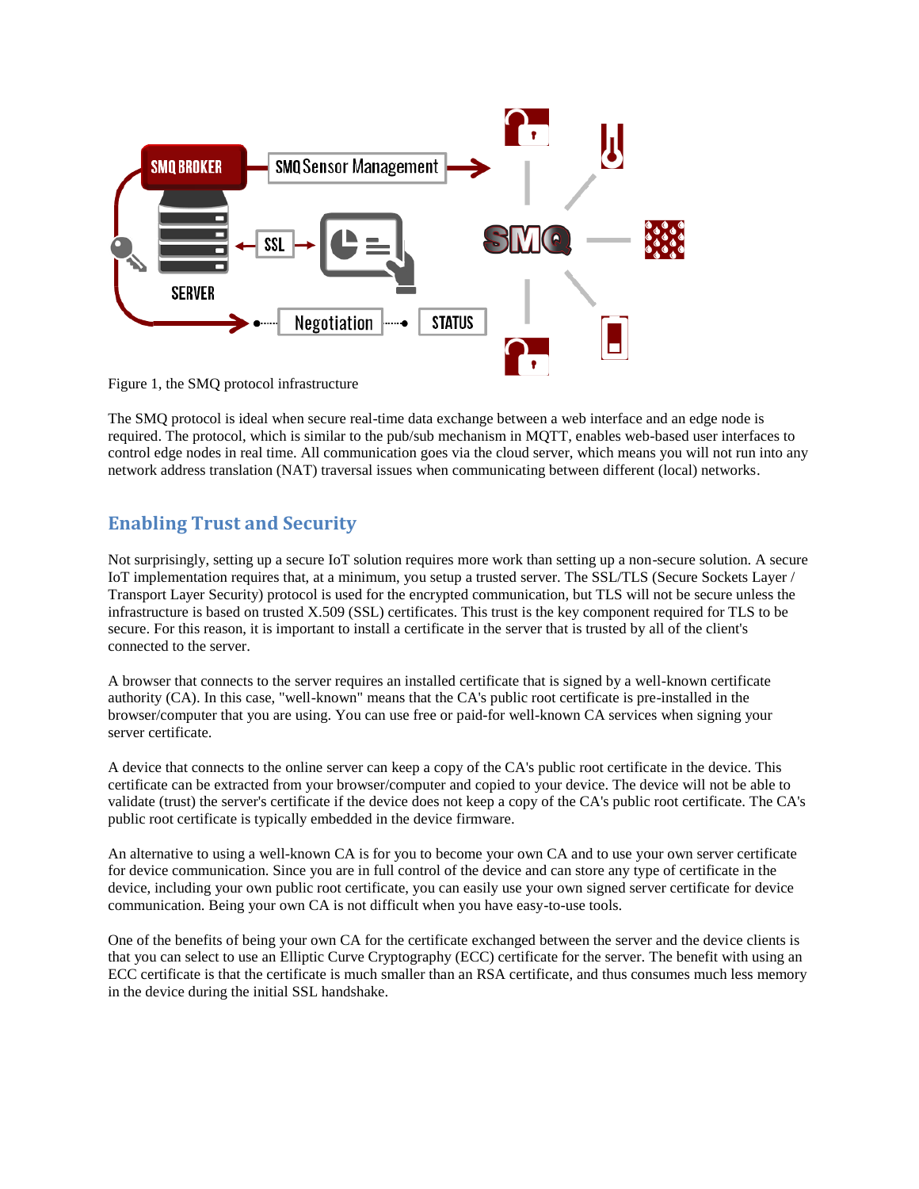Figure 1, the SMQ protocol infrastructure

The SMQ protocol is ideal when secure real-time data exchange between a web interface and an edge node is required. The protocol, which is similar to the pub/sub mechanism in MQTT, enables web-based user interfaces to control edge nodes in real time. All communication goes via the cloud server, which means you will not run into any network address translation (NAT) traversal issues when communicating between different (local) networks.

## Enabling Trust and Security

Not surprisingly, setting up a secure IoT solution requires more work than setting up a non-secure solution. A secure IoT implementation requires that, at a minimum, you setup a trusted server. The SSL/TLS (Secure Sockets Layer / Transport Layer Security) protocol is used for the encrypted communication, but TLS will not be secure unless the infrastructure is based on trusted X.509 (SSL) certificates. This trust is the key component required for TLS to be secure. For this reason, it is important to install a certificate in the server that is trusted by all of the client's connected to the server.

A browser that connects to the server requires an installed certificate that is signed by a well-known certificate authority (CA). In this case, "well-known" means that the CA's public root certificate is pre-installed in the browser/computer that you are using. You can use free or paid-for well-known CA services when signing your server certificate.

A device that connects to the online server can keep a copy of the CA's public root certificate in the device. This certificate can be extracted from your browser/computer and copied to your device. The device will not be able to validate (trust) the server's certificate if the device does not keep a copy of the CA's public root certificate. The CA's public root certificate is typically embedded in the device firmware.

An alternative to using a well-known CA is for you to become your own CA and to use your own server certificate for device communication. Since you are in full control of the device and can store any type of certificate in the device, including your own public root certificate, you can easily use your own signed server certificate for device communication. Being your own CA is not difficult when you have easy-to-use tools.

One of the benefits of being your own CA for the certificate exchanged between the server and the device clients is that you can select to use an Elliptic Curve Cryptography (ECC) certificate for the server. The benefit with using an ECC certificate is that the certificate is much smaller than an RSA certificate, and thus consumes much less memory in the device during the initial SSL handshake.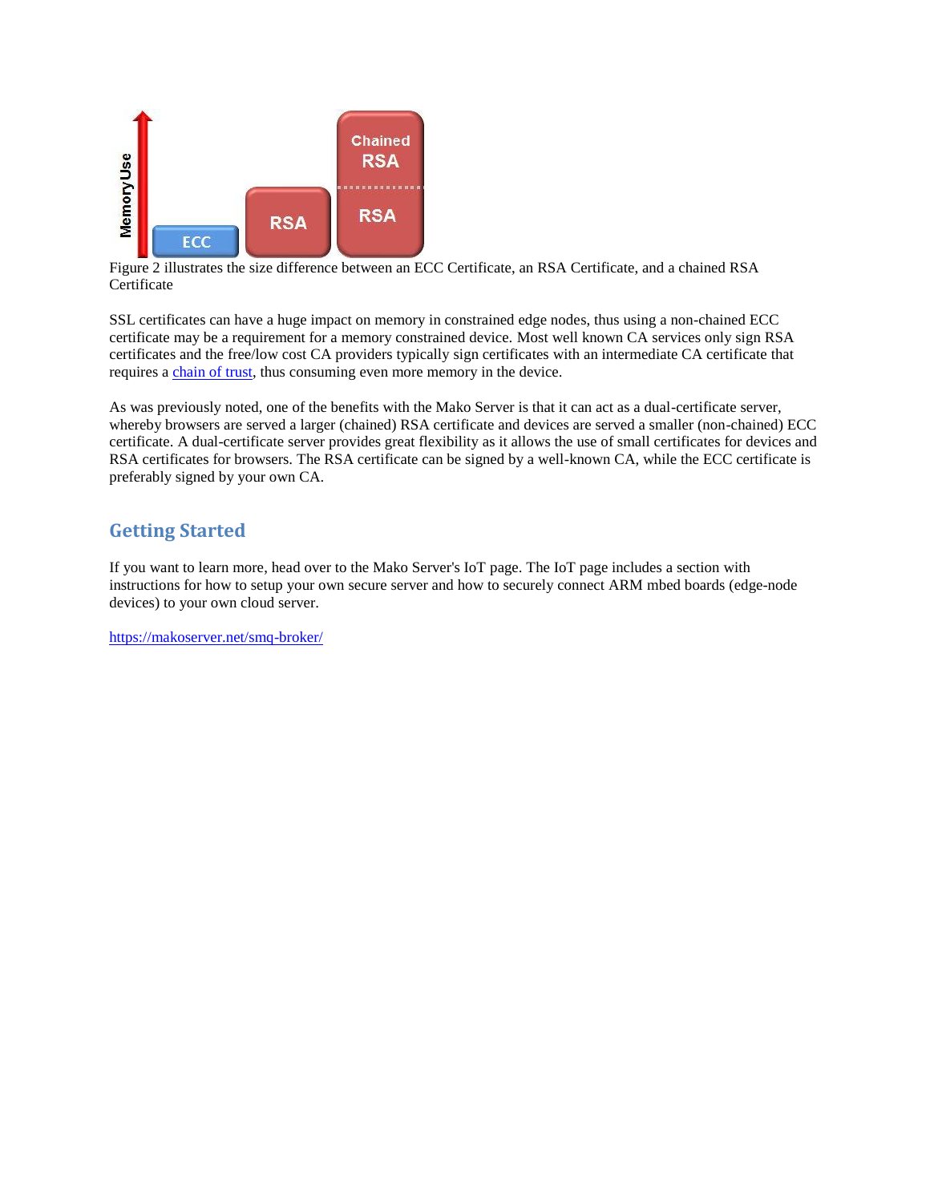Memory Use

ECC

RSA

Chained RSA

RSA

Figure 2 illustrates the size difference between an ECC Certificate, an RSA Certificate, and a chained RSA Certificate

SSL certificates can have a huge impact on memory in constrained edge nodes, thus using a non-chained ECC certificate may be a requirement for a memory constrained device. Most well known CA services only sign RSA certificates and the free/low cost CA providers typically sign certificates with an intermediate CA certificate that requires a [chain of trust](), thus consuming even more memory in the device.

As was previously noted, one of the benefits with the Mako Server is that it can act as a dual-certificate server, whereby browsers are served a larger (chained) RSA certificate and devices are served a smaller (non-chained) ECC certificate. A dual-certificate server provides great flexibility as it allows the use of small certificates for devices and RSA certificates for browsers. The RSA certificate can be signed by a well-known CA, while the ECC certificate is preferably signed by your own CA.

## Getting Started

If you want to learn more, head over to the Mako Server's IoT page. The IoT page includes a section with instructions for how to setup your own secure server and how to securely connect ARM mbed boards (edge-node devices) to your own cloud server.

[https://makoserver.net/smq-broker/](https://makoserver.net/smq-broker/)